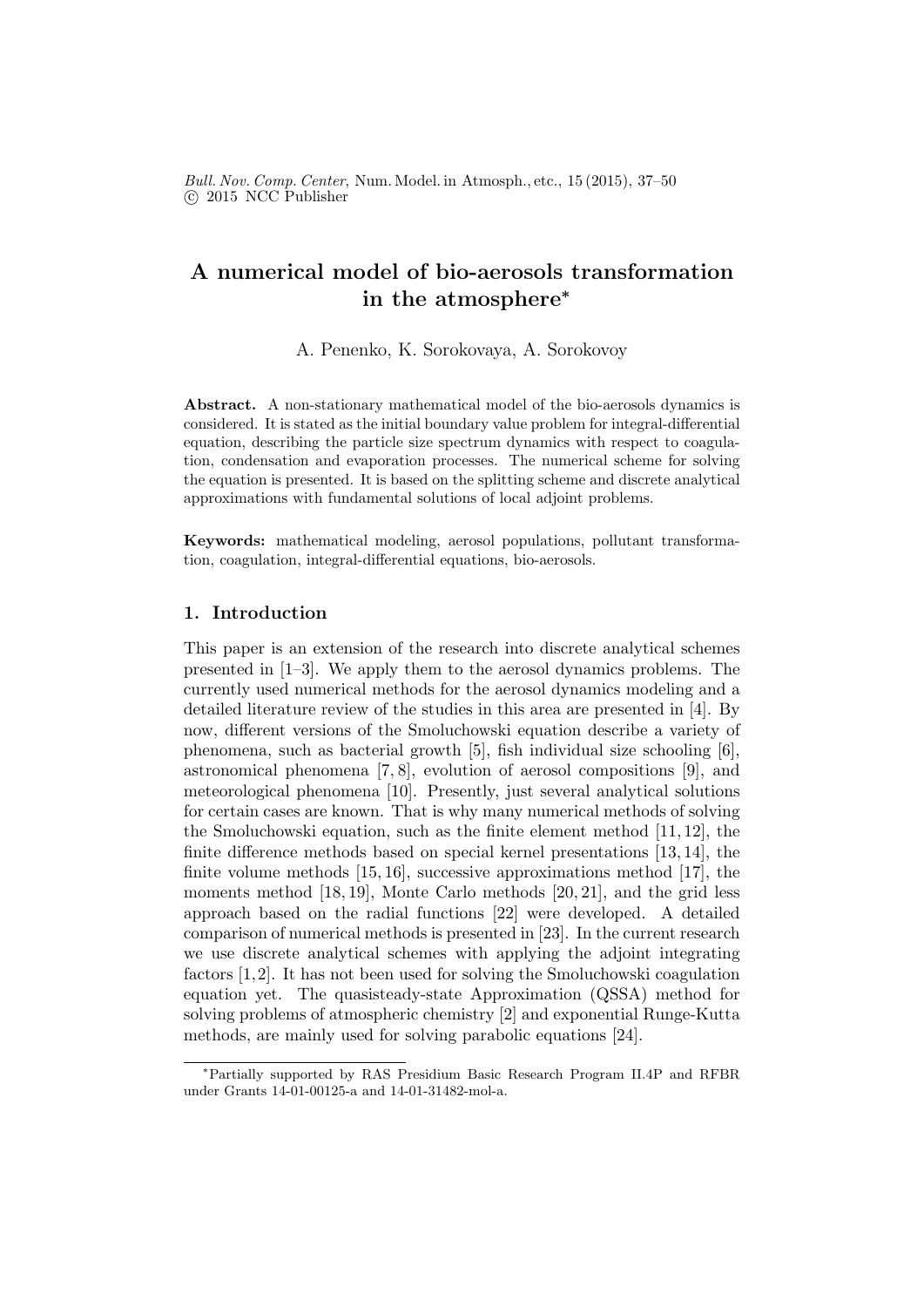# A numerical model of bio-aerosols transformation in the atmosphere*

A. Penenko, K. Sorokovaya, A. Sorokovoy

**Abstract.** A non-stationary mathematical model of the bio-aerosols dynamics is considered. It is stated as the initial boundary value problem for integral-differential equation, describing the particle size spectrum dynamics with respect to coagulation, condensation and evaporation processes. The numerical scheme for solving the equation is presented. It is based on the splitting scheme and discrete analytical approximations with fundamental solutions of local adjoint problems.

**Keywords:** mathematical modeling, aerosol populations, pollutant transformation, coagulation, integral-differential equations, bio-aerosols.

## 1. Introduction

This paper is an extension of the research into discrete analytical schemes presented in [1–3]. We apply them to the aerosol dynamics problems. The currently used numerical methods for the aerosol dynamics modeling and a detailed literature review of the studies in this area are presented in [4]. By now, different versions of the Smoluchowski equation describe a variety of phenomena, such as bacterial growth [5], fish individual size schooling [6], astronomical phenomena [7, 8], evolution of aerosol compositions [9], and meteorological phenomena [10]. Presently, just several analytical solutions for certain cases are known. That is why many numerical methods of solving the Smoluchowski equation, such as the finite element method [11, 12], the finite difference methods based on special kernel presentations [13, 14], the finite volume methods [15, 16], successive approximations method [17], the moments method [18, 19], Monte Carlo methods [20, 21], and the grid less approach based on the radial functions [22] were developed. A detailed comparison of numerical methods is presented in [23]. In the current research we use discrete analytical schemes with applying the adjoint integrating factors [1, 2]. It has not been used for solving the Smoluchowski coagulation equation yet. The quasisteady-state Approximation (QSSA) method for solving problems of atmospheric chemistry [2] and exponential Runge-Kutta methods, are mainly used for solving parabolic equations [24].

---

*Partially supported by RAS Presidium Basic Research Program II.4P and RFBR under Grants 14-01-00125-a and 14-01-31482-mol-a.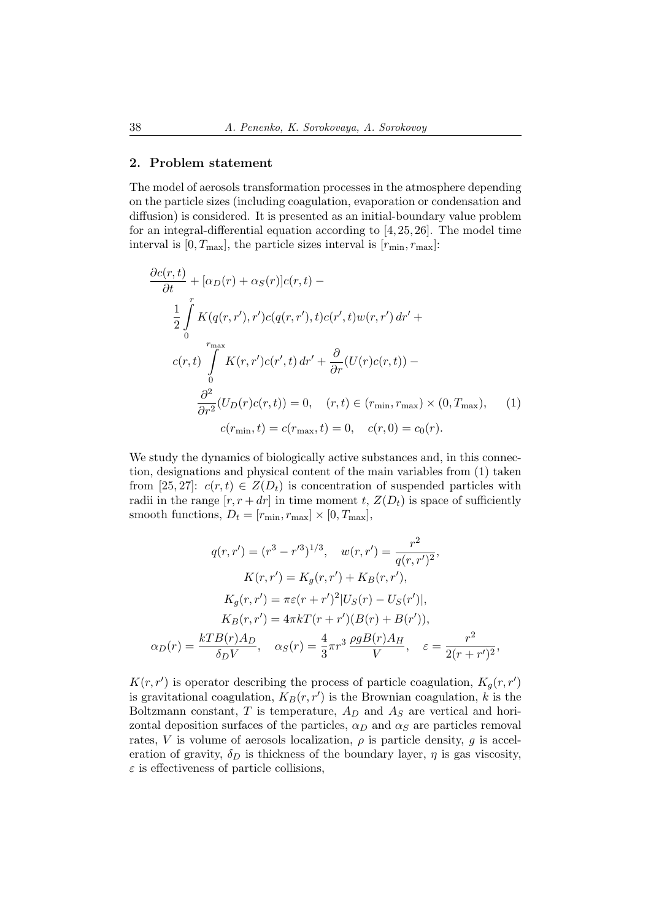## 2. Problem statement

The model of aerosols transformation processes in the atmosphere depending on the particle sizes (including coagulation, evaporation or condensation and diffusion) is considered. It is presented as an initial-boundary value problem for an integral-differential equation according to [4, 25, 26]. The model time interval is $[0, T_{\max}]$, the particle sizes interval is $[r_{\min}, r_{\max}]$:

$$
\begin{aligned}
&\frac{\partial c(r,t)}{\partial t} + [\alpha_D(r) + \alpha_S(r)]c(r,t) - \\
&\quad \frac{1}{2}\int_0^r K(q(r,r'),r')c(q(r,r'),t)c(r',t)w(r,r')\,dr' + \\
&\quad c(r,t)\int_0^{r_{\max}} K(r,r')c(r',t)\,dr' + \frac{\partial}{\partial r}(U(r)c(r,t)) - \\
&\qquad \frac{\partial^2}{\partial r^2}(U_D(r)c(r,t)) = 0, \quad (r,t) \in (r_{\min}, r_{\max}) \times (0, T_{\max}), \qquad (1) \\
&\qquad\qquad c(r_{\min},t) = c(r_{\max},t) = 0, \quad c(r,0) = c_0(r).
\end{aligned}
$$

We study the dynamics of biologically active substances and, in this connection, designations and physical content of the main variables from (1) taken from [25, 27]: $c(r,t) \in Z(D_t)$ is concentration of suspended particles with radii in the range $[r, r+dr]$ in time moment $t$, $Z(D_t)$ is space of sufficiently smooth functions, $D_t = [r_{\min}, r_{\max}] \times [0, T_{\max}]$,

$$
\begin{gathered}
q(r,r') = (r^3 - r'^3)^{1/3}, \quad w(r,r') = \frac{r^2}{q(r,r')^2}, \\
K(r,r') = K_g(r,r') + K_B(r,r'), \\
K_g(r,r') = \pi\varepsilon(r+r')^2|U_S(r) - U_S(r')|, \\
K_B(r,r') = 4\pi kT(r+r')(B(r) + B(r')), \\
\alpha_D(r) = \frac{kTB(r)A_D}{\delta_D V}, \quad \alpha_S(r) = \frac{4}{3}\pi r^3\,\frac{\rho g B(r) A_H}{V}, \quad \varepsilon = \frac{r^2}{2(r+r')^2},
\end{gathered}
$$

$K(r,r')$ is operator describing the process of particle coagulation, $K_g(r,r')$ is gravitational coagulation, $K_B(r,r')$ is the Brownian coagulation, $k$ is the Boltzmann constant, $T$ is temperature, $A_D$ and $A_S$ are vertical and horizontal deposition surfaces of the particles, $\alpha_D$ and $\alpha_S$ are particles removal rates, $V$ is volume of aerosols localization, $\rho$ is particle density, $g$ is acceleration of gravity, $\delta_D$ is thickness of the boundary layer, $\eta$ is gas viscosity, $\varepsilon$ is effectiveness of particle collisions,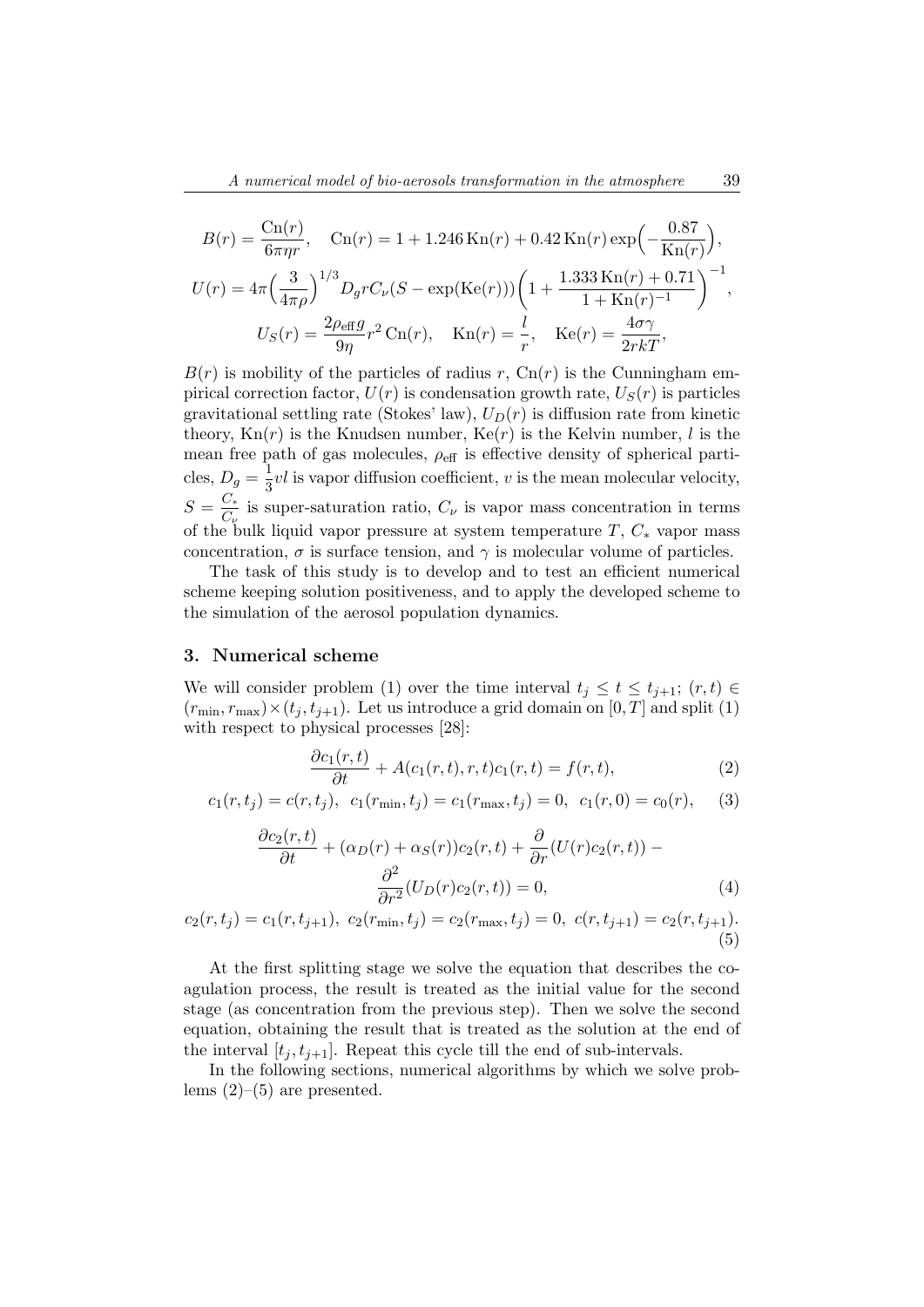$$B(r) = \frac{\mathrm{Cn}(r)}{6\pi\eta r}, \quad \mathrm{Cn}(r) = 1 + 1.246\,\mathrm{Kn}(r) + 0.42\,\mathrm{Kn}(r)\exp\Big(-\frac{0.87}{\mathrm{Kn}(r)}\Big),$$

$$U(r) = 4\pi\Big(\frac{3}{4\pi\rho}\Big)^{1/3} D_g r C_\nu (S - \exp(\mathrm{Ke}(r)))\bigg(1 + \frac{1.333\,\mathrm{Kn}(r) + 0.71}{1 + \mathrm{Kn}(r)^{-1}}\bigg)^{-1},$$

$$U_S(r) = \frac{2\rho_{\mathrm{eff}}\, g}{9\eta} r^2\,\mathrm{Cn}(r), \quad \mathrm{Kn}(r) = \frac{l}{r}, \quad \mathrm{Ke}(r) = \frac{4\sigma\gamma}{2rkT},$$

$B(r)$ is mobility of the particles of radius $r$, $\mathrm{Cn}(r)$ is the Cunningham empirical correction factor, $U(r)$ is condensation growth rate, $U_S(r)$ is particles gravitational settling rate (Stokes' law), $U_D(r)$ is diffusion rate from kinetic theory, $\mathrm{Kn}(r)$ is the Knudsen number, $\mathrm{Ke}(r)$ is the Kelvin number, $l$ is the mean free path of gas molecules, $\rho_{\mathrm{eff}}$ is effective density of spherical particles, $D_g = \frac{1}{3}vl$ is vapor diffusion coefficient, $v$ is the mean molecular velocity, $S = \frac{C_*}{C_\nu}$ is super-saturation ratio, $C_\nu$ is vapor mass concentration in terms of the bulk liquid vapor pressure at system temperature $T$, $C_*$ vapor mass concentration, $\sigma$ is surface tension, and $\gamma$ is molecular volume of particles.

The task of this study is to develop and to test an efficient numerical scheme keeping solution positiveness, and to apply the developed scheme to the simulation of the aerosol population dynamics.

## 3. Numerical scheme

We will consider problem (1) over the time interval $t_j \le t \le t_{j+1}$; $(r,t) \in (r_{\min}, r_{\max}) \times (t_j, t_{j+1})$. Let us introduce a grid domain on $[0,T]$ and split (1) with respect to physical processes [28]:

$$\frac{\partial c_1(r,t)}{\partial t} + A(c_1(r,t),r,t)c_1(r,t) = f(r,t), \tag{2}$$

$$c_1(r,t_j) = c(r,t_j), \;\; c_1(r_{\min},t_j) = c_1(r_{\max},t_j) = 0, \;\; c_1(r,0) = c_0(r), \tag{3}$$

$$\frac{\partial c_2(r,t)}{\partial t} + (\alpha_D(r) + \alpha_S(r))c_2(r,t) + \frac{\partial}{\partial r}(U(r)c_2(r,t)) - \frac{\partial^2}{\partial r^2}(U_D(r)c_2(r,t)) = 0, \tag{4}$$

$$c_2(r,t_j) = c_1(r,t_{j+1}), \;\; c_2(r_{\min},t_j) = c_2(r_{\max},t_j) = 0, \;\; c(r,t_{j+1}) = c_2(r,t_{j+1}). \tag{5}$$

At the first splitting stage we solve the equation that describes the coagulation process, the result is treated as the initial value for the second stage (as concentration from the previous step). Then we solve the second equation, obtaining the result that is treated as the solution at the end of the interval $[t_j, t_{j+1}]$. Repeat this cycle till the end of sub-intervals.

In the following sections, numerical algorithms by which we solve problems (2)–(5) are presented.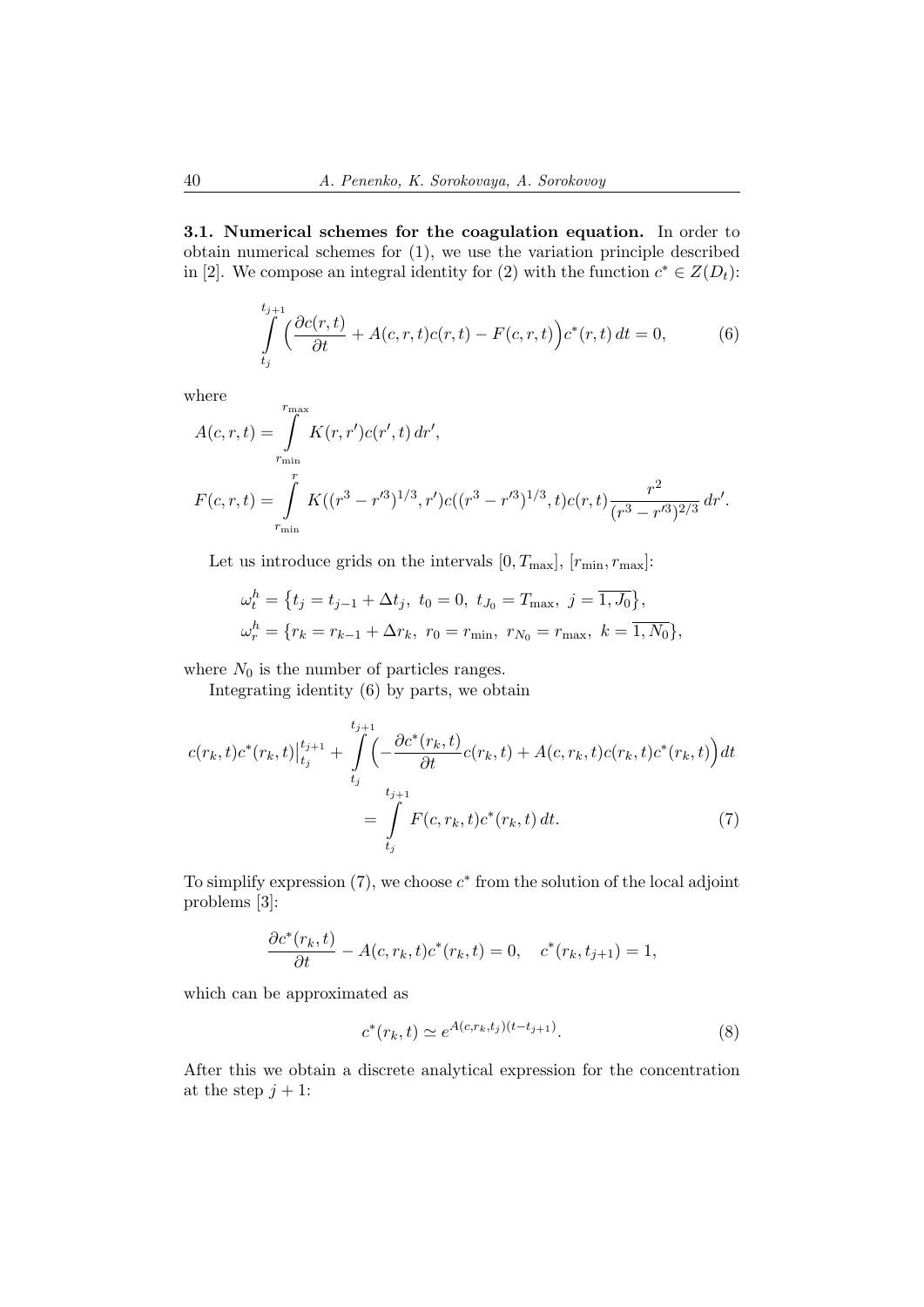**3.1. Numerical schemes for the coagulation equation.** In order to obtain numerical schemes for (1), we use the variation principle described in [2]. We compose an integral identity for (2) with the function $c^* \in Z(D_t)$:

$$\int_{t_j}^{t_{j+1}} \Big( \frac{\partial c(r,t)}{\partial t} + A(c,r,t)c(r,t) - F(c,r,t) \Big) c^*(r,t)\, dt = 0, \tag{6}$$

where

$$A(c,r,t) = \int_{r_{\min}}^{r_{\max}} K(r,r')c(r',t)\, dr',$$

$$F(c,r,t) = \int_{r_{\min}}^{r} K((r^3 - r'^3)^{1/3}, r')c((r^3 - r'^3)^{1/3}, t)c(r,t) \frac{r^2}{(r^3 - r'^3)^{2/3}}\, dr'.$$

Let us introduce grids on the intervals $[0, T_{\max}]$, $[r_{\min}, r_{\max}]$:

$$\omega_t^h = \big\{ t_j = t_{j-1} + \Delta t_j,\ t_0 = 0,\ t_{J_0} = T_{\max},\ j = \overline{1, J_0} \big\},$$

$$\omega_r^h = \{ r_k = r_{k-1} + \Delta r_k,\ r_0 = r_{\min},\ r_{N_0} = r_{\max},\ k = \overline{1, N_0} \},$$

where $N_0$ is the number of particles ranges.

Integrating identity (6) by parts, we obtain

$$c(r_k,t)c^*(r_k,t)\big|_{t_j}^{t_{j+1}} + \int_{t_j}^{t_{j+1}} \Big( -\frac{\partial c^*(r_k,t)}{\partial t} c(r_k,t) + A(c,r_k,t)c(r_k,t)c^*(r_k,t) \Big) dt = \int_{t_j}^{t_{j+1}} F(c,r_k,t)c^*(r_k,t)\, dt. \tag{7}$$

To simplify expression (7), we choose $c^*$ from the solution of the local adjoint problems [3]:

$$\frac{\partial c^*(r_k,t)}{\partial t} - A(c,r_k,t)c^*(r_k,t) = 0, \quad c^*(r_k, t_{j+1}) = 1,$$

which can be approximated as

$$c^*(r_k,t) \simeq e^{A(c,r_k,t_j)(t - t_{j+1})}. \tag{8}$$

After this we obtain a discrete analytical expression for the concentration at the step $j+1$: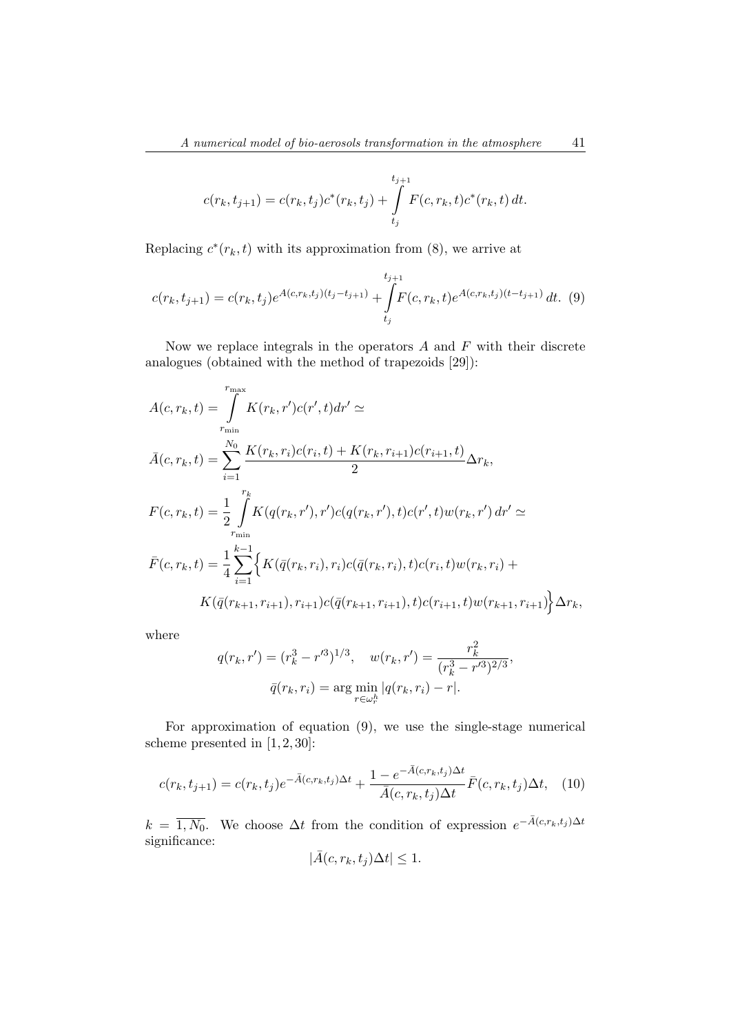$$c(r_k, t_{j+1}) = c(r_k, t_j)c^*(r_k, t_j) + \int\limits_{t_j}^{t_{j+1}} F(c, r_k, t)c^*(r_k, t)\, dt.$$

Replacing $c^*(r_k, t)$ with its approximation from (8), we arrive at

$$c(r_k, t_{j+1}) = c(r_k, t_j)e^{A(c,r_k,t_j)(t_j - t_{j+1})} + \int\limits_{t_j}^{t_{j+1}} F(c, r_k, t)e^{A(c,r_k,t_j)(t - t_{j+1})}\, dt. \quad (9)$$

Now we replace integrals in the operators $A$ and $F$ with their discrete analogues (obtained with the method of trapezoids [29]):

$$A(c, r_k, t) = \int\limits_{r_{\min}}^{r_{\max}} K(r_k, r')c(r', t)dr' \simeq$$

$$\bar{A}(c, r_k, t) = \sum_{i=1}^{N_0} \frac{K(r_k, r_i)c(r_i, t) + K(r_k, r_{i+1})c(r_{i+1}, t)}{2} \Delta r_k,$$

$$F(c, r_k, t) = \frac{1}{2} \int\limits_{r_{\min}}^{r_k} K(q(r_k, r'), r')c(q(r_k, r'), t)c(r', t)w(r_k, r')\, dr' \simeq$$

$$\bar{F}(c, r_k, t) = \frac{1}{4} \sum_{i=1}^{k-1} \Big\{ K(\bar{q}(r_k, r_i), r_i)c(\bar{q}(r_k, r_i), t)c(r_i, t)w(r_k, r_i) +$$

$$K(\bar{q}(r_{k+1}, r_{i+1}), r_{i+1})c(\bar{q}(r_{k+1}, r_{i+1}), t)c(r_{i+1}, t)w(r_{k+1}, r_{i+1}) \Big\} \Delta r_k,$$

where

$$q(r_k, r') = (r_k^3 - r'^3)^{1/3}, \quad w(r_k, r') = \frac{r_k^2}{(r_k^3 - r'^3)^{2/3}},$$

$$\bar{q}(r_k, r_i) = \arg\min_{r \in \omega_r^h} |q(r_k, r_i) - r|.$$

For approximation of equation (9), we use the single-stage numerical scheme presented in [1, 2, 30]:

$$c(r_k, t_{j+1}) = c(r_k, t_j)e^{-\bar{A}(c,r_k,t_j)\Delta t} + \frac{1 - e^{-\bar{A}(c,r_k,t_j)\Delta t}}{\bar{A}(c, r_k, t_j)\Delta t} \bar{F}(c, r_k, t_j)\Delta t, \quad (10)$$

$k = \overline{1, N_0}$. We choose $\Delta t$ from the condition of expression $e^{-\bar{A}(c,r_k,t_j)\Delta t}$ significance:

$$|\bar{A}(c, r_k, t_j)\Delta t| \leq 1.$$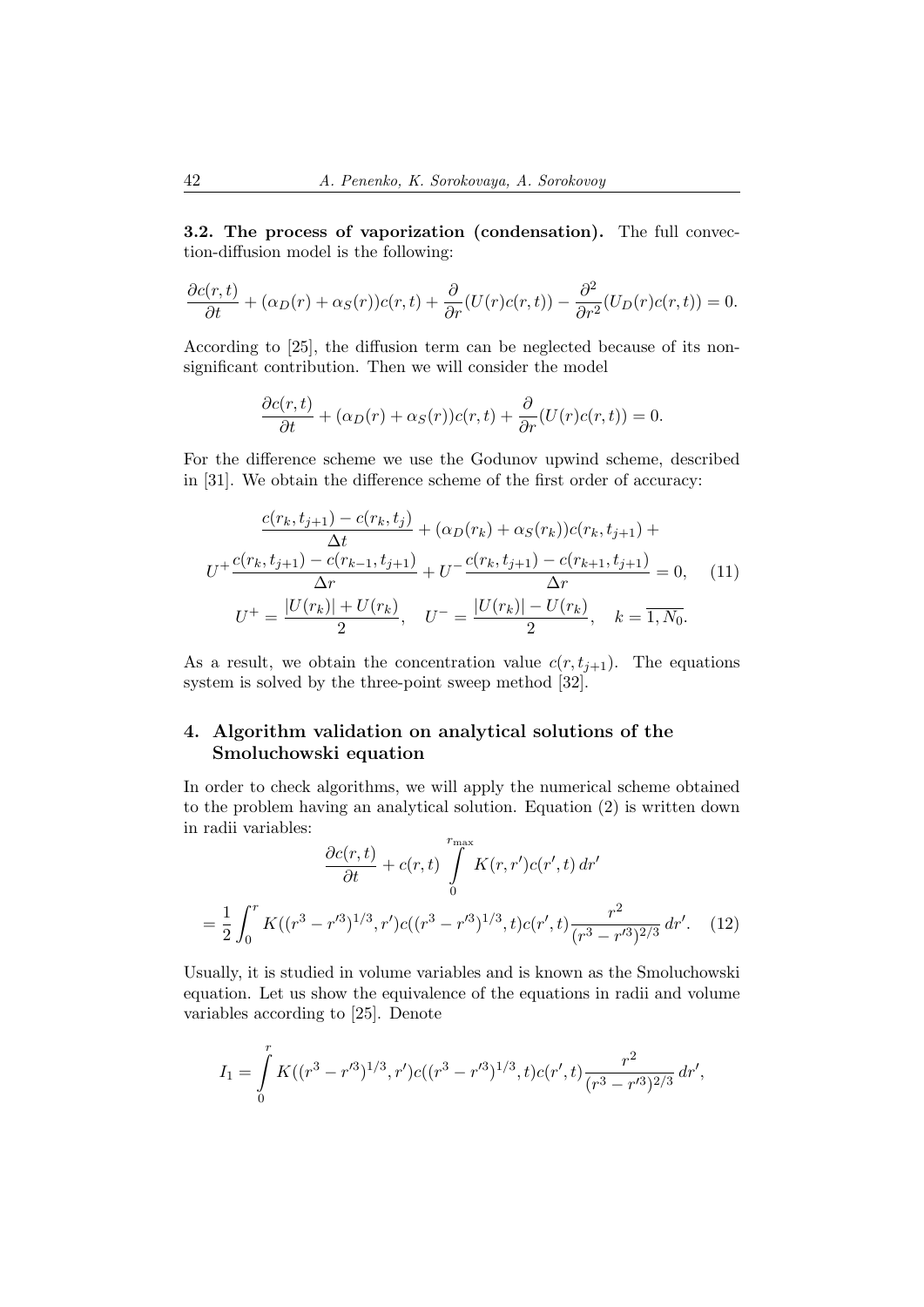**3.2. The process of vaporization (condensation).** The full convection-diffusion model is the following:

$$\frac{\partial c(r,t)}{\partial t} + (\alpha_D(r) + \alpha_S(r))c(r,t) + \frac{\partial}{\partial r}(U(r)c(r,t)) - \frac{\partial^2}{\partial r^2}(U_D(r)c(r,t)) = 0.$$

According to [25], the diffusion term can be neglected because of its nonsignificant contribution. Then we will consider the model

$$\frac{\partial c(r,t)}{\partial t} + (\alpha_D(r) + \alpha_S(r))c(r,t) + \frac{\partial}{\partial r}(U(r)c(r,t)) = 0.$$

For the difference scheme we use the Godunov upwind scheme, described in [31]. We obtain the difference scheme of the first order of accuracy:

$$\begin{gathered}
\frac{c(r_k,t_{j+1}) - c(r_k,t_j)}{\Delta t} + (\alpha_D(r_k) + \alpha_S(r_k))c(r_k,t_{j+1}) + \\
U^+ \frac{c(r_k,t_{j+1}) - c(r_{k-1},t_{j+1})}{\Delta r} + U^- \frac{c(r_k,t_{j+1}) - c(r_{k+1},t_{j+1})}{\Delta r} = 0, \quad (11) \\
U^+ = \frac{|U(r_k)| + U(r_k)}{2}, \quad U^- = \frac{|U(r_k)| - U(r_k)}{2}, \quad k = \overline{1, N_0}.
\end{gathered}$$

As a result, we obtain the concentration value $c(r, t_{j+1})$. The equations system is solved by the three-point sweep method [32].

## 4. Algorithm validation on analytical solutions of the Smoluchowski equation

In order to check algorithms, we will apply the numerical scheme obtained to the problem having an analytical solution. Equation (2) is written down in radii variables:

$$\begin{gathered}
\frac{\partial c(r,t)}{\partial t} + c(r,t) \int_0^{r_{\max}} K(r,r')c(r',t)\,dr' \\
= \frac{1}{2}\int_0^r K((r^3 - r'^3)^{1/3}, r')c((r^3 - r'^3)^{1/3}, t)c(r',t)\frac{r^2}{(r^3 - r'^3)^{2/3}}\,dr'. \quad (12)
\end{gathered}$$

Usually, it is studied in volume variables and is known as the Smoluchowski equation. Let us show the equivalence of the equations in radii and volume variables according to [25]. Denote

$$I_1 = \int_0^r K((r^3 - r'^3)^{1/3}, r')c((r^3 - r'^3)^{1/3}, t)c(r',t)\frac{r^2}{(r^3 - r'^3)^{2/3}}\,dr',$$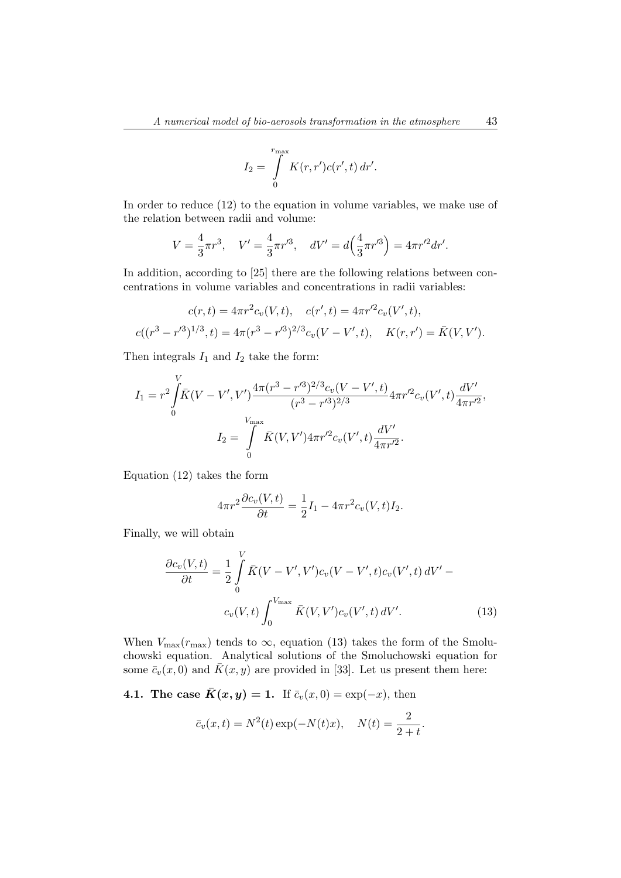$$I_2 = \int_0^{r_{\max}} K(r, r')c(r', t)\, dr'.$$

In order to reduce (12) to the equation in volume variables, we make use of the relation between radii and volume:

$$V = \frac{4}{3}\pi r^3, \quad V' = \frac{4}{3}\pi r'^3, \quad dV' = d\Big(\frac{4}{3}\pi r'^3\Big) = 4\pi r'^2 dr'.$$

In addition, according to [25] there are the following relations between concentrations in volume variables and concentrations in radii variables:

$$c(r, t) = 4\pi r^2 c_v(V, t), \quad c(r', t) = 4\pi r'^2 c_v(V', t),$$

$$c((r^3 - r'^3)^{1/3}, t) = 4\pi (r^3 - r'^3)^{2/3} c_v(V - V', t), \quad K(r, r') = \bar{K}(V, V').$$

Then integrals $I_1$ and $I_2$ take the form:

$$I_1 = r^2 \int_0^V \bar{K}(V - V', V') \frac{4\pi (r^3 - r'^3)^{2/3} c_v(V - V', t)}{(r^3 - r'^3)^{2/3}} 4\pi r'^2 c_v(V', t) \frac{dV'}{4\pi r'^2},$$

$$I_2 = \int_0^{V_{\max}} \bar{K}(V, V') 4\pi r'^2 c_v(V', t) \frac{dV'}{4\pi r'^2}.$$

Equation (12) takes the form

$$4\pi r^2 \frac{\partial c_v(V, t)}{\partial t} = \frac{1}{2} I_1 - 4\pi r^2 c_v(V, t) I_2.$$

Finally, we will obtain

$$\frac{\partial c_v(V, t)}{\partial t} = \frac{1}{2} \int_0^V \bar{K}(V - V', V') c_v(V - V', t) c_v(V', t)\, dV' - c_v(V, t) \int_0^{V_{\max}} \bar{K}(V, V') c_v(V', t)\, dV'. \tag{13}$$

When $V_{\max}(r_{\max})$ tends to $\infty$, equation (13) takes the form of the Smoluchowski equation. Analytical solutions of the Smoluchowski equation for some $\bar{c}_v(x, 0)$ and $\bar{K}(x, y)$ are provided in [33]. Let us present them here:

**4.1. The case $\bar{K}(x, y) = 1$.** If $\bar{c}_v(x, 0) = \exp(-x)$, then

$$\bar{c}_v(x, t) = N^2(t) \exp(-N(t)x), \quad N(t) = \frac{2}{2 + t}.$$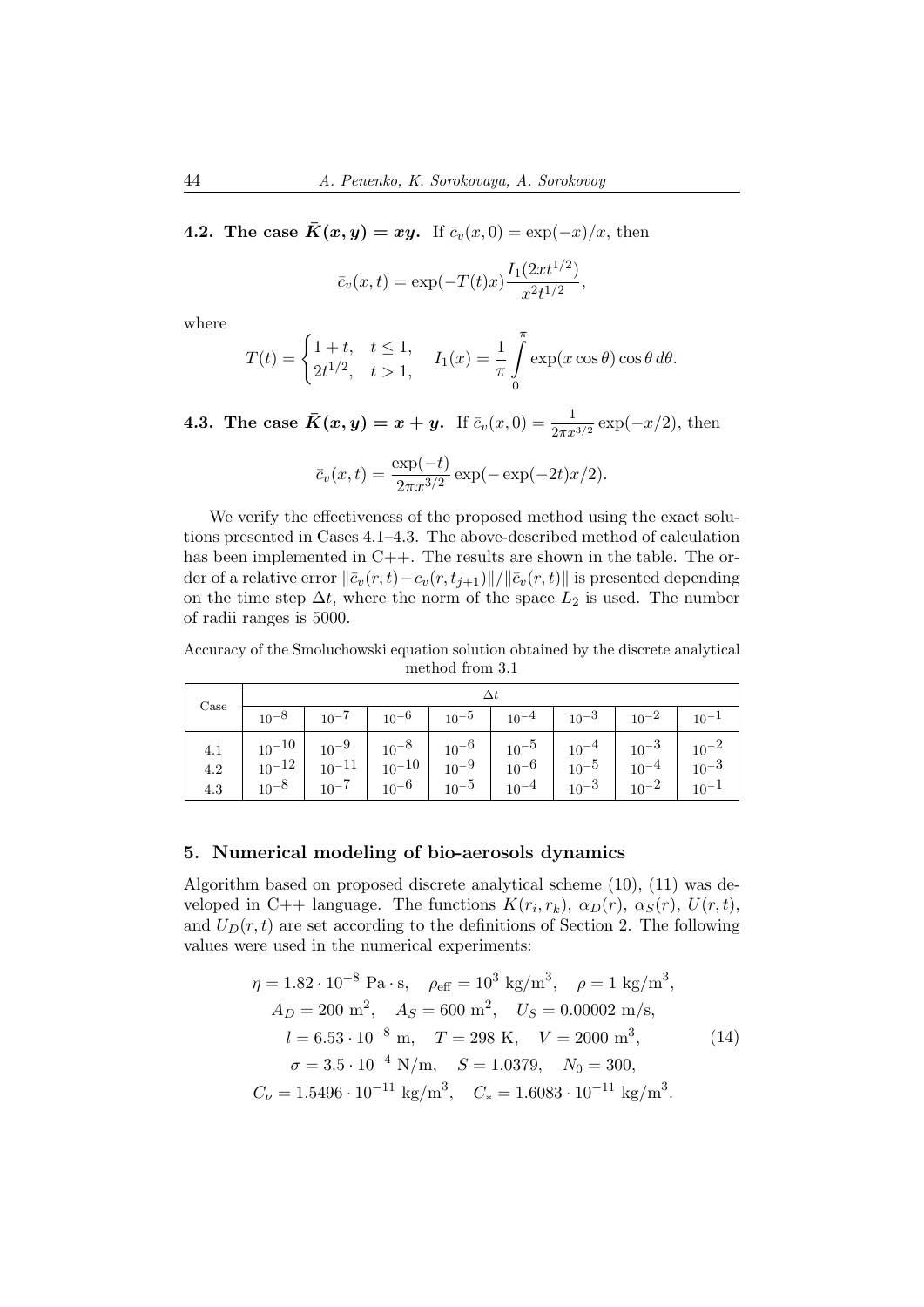**4.2. The case $\bar{K}(x, y) = xy$.** If $\bar{c}_v(x, 0) = \exp(-x)/x$, then

$$\bar{c}_v(x,t) = \exp(-T(t)x)\frac{I_1(2xt^{1/2})}{x^2 t^{1/2}},$$

where

$$T(t) = \begin{cases} 1+t, & t \le 1, \\ 2t^{1/2}, & t > 1, \end{cases} \quad I_1(x) = \frac{1}{\pi}\int\limits_0^{\pi} \exp(x\cos\theta)\cos\theta \, d\theta.$$

**4.3. The case $\bar{K}(x, y) = x + y$.** If $\bar{c}_v(x, 0) = \frac{1}{2\pi x^{3/2}}\exp(-x/2)$, then

$$\bar{c}_v(x,t) = \frac{\exp(-t)}{2\pi x^{3/2}}\exp(-\exp(-2t)x/2).$$

We verify the effectiveness of the proposed method using the exact solutions presented in Cases 4.1–4.3. The above-described method of calculation has been implemented in C++. The results are shown in the table. The order of a relative error $\|\bar{c}_v(r,t) - c_v(r, t_{j+1})\|/\|\bar{c}_v(r,t)\|$ is presented depending on the time step $\Delta t$, where the norm of the space $L_2$ is used. The number of radii ranges is 5000.

Accuracy of the Smoluchowski equation solution obtained by the discrete analytical method from 3.1

| Case | $\Delta t$ | | | | | | | |
|---|---|---|---|---|---|---|---|---|
| | $10^{-8}$ | $10^{-7}$ | $10^{-6}$ | $10^{-5}$ | $10^{-4}$ | $10^{-3}$ | $10^{-2}$ | $10^{-1}$ |
| 4.1 | $10^{-10}$ | $10^{-9}$ | $10^{-8}$ | $10^{-6}$ | $10^{-5}$ | $10^{-4}$ | $10^{-3}$ | $10^{-2}$ |
| 4.2 | $10^{-12}$ | $10^{-11}$ | $10^{-10}$ | $10^{-9}$ | $10^{-6}$ | $10^{-5}$ | $10^{-4}$ | $10^{-3}$ |
| 4.3 | $10^{-8}$ | $10^{-7}$ | $10^{-6}$ | $10^{-5}$ | $10^{-4}$ | $10^{-3}$ | $10^{-2}$ | $10^{-1}$ |

## 5. Numerical modeling of bio-aerosols dynamics

Algorithm based on proposed discrete analytical scheme (10), (11) was developed in C++ language. The functions $K(r_i, r_k)$, $\alpha_D(r)$, $\alpha_S(r)$, $U(r,t)$, and $U_D(r,t)$ are set according to the definitions of Section 2. The following values were used in the numerical experiments:

$$\begin{gathered}
\eta = 1.82 \cdot 10^{-8} \text{ Pa} \cdot \text{s}, \quad \rho_{\text{eff}} = 10^3 \text{ kg/m}^3, \quad \rho = 1 \text{ kg/m}^3, \\
A_D = 200 \text{ m}^2, \quad A_S = 600 \text{ m}^2, \quad U_S = 0.00002 \text{ m/s}, \\
l = 6.53 \cdot 10^{-8} \text{ m}, \quad T = 298 \text{ K}, \quad V = 2000 \text{ m}^3, \\
\sigma = 3.5 \cdot 10^{-4} \text{ N/m}, \quad S = 1.0379, \quad N_0 = 300, \\
C_\nu = 1.5496 \cdot 10^{-11} \text{ kg/m}^3, \quad C_* = 1.6083 \cdot 10^{-11} \text{ kg/m}^3.
\end{gathered} \tag{14}$$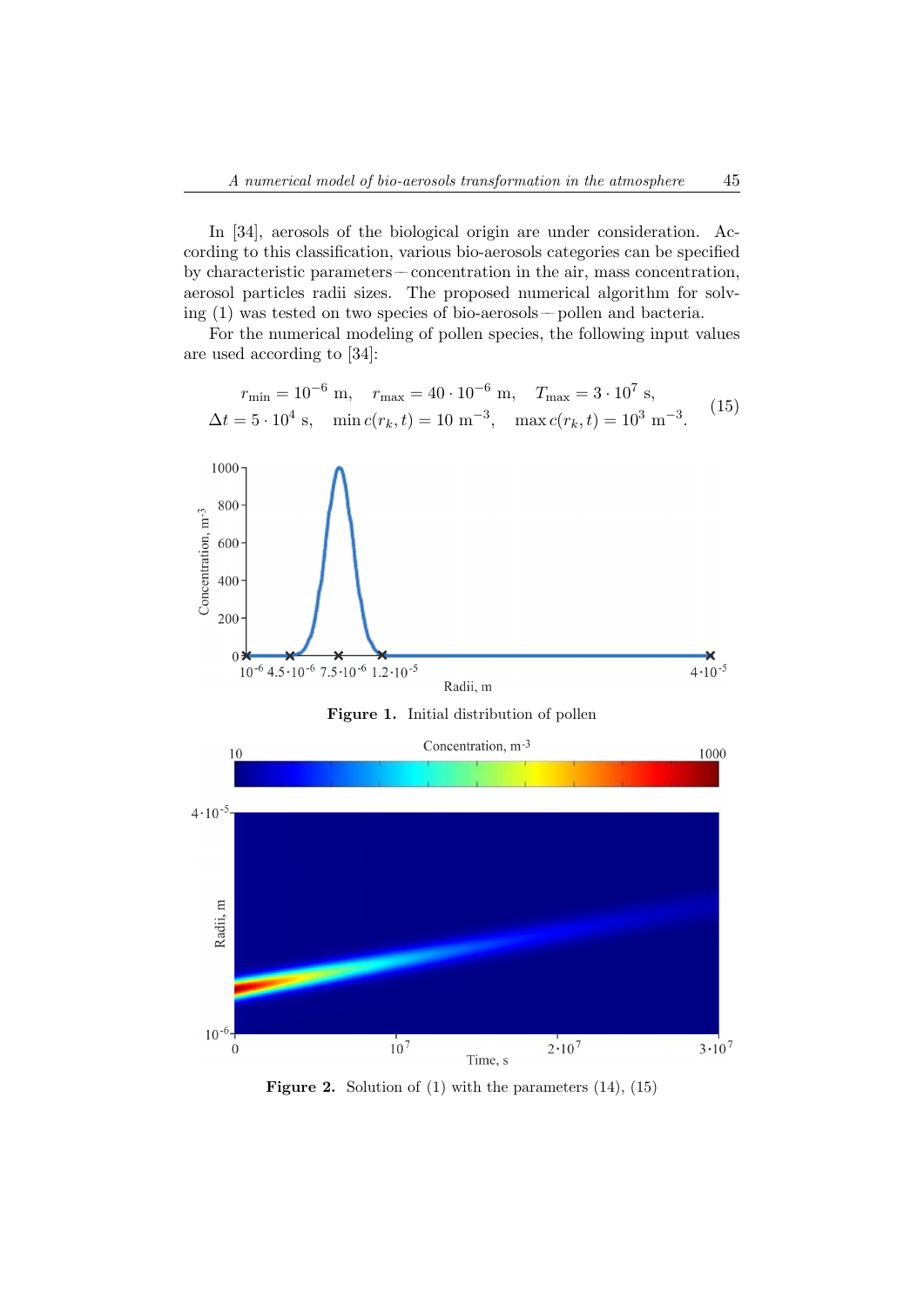In [34], aerosols of the biological origin are under consideration. According to this classification, various bio-aerosols categories can be specified by characteristic parameters — concentration in the air, mass concentration, aerosol particles radii sizes. The proposed numerical algorithm for solving (1) was tested on two species of bio-aerosols — pollen and bacteria.

For the numerical modeling of pollen species, the following input values are used according to [34]:

$$
\begin{gathered}
r_{\min} = 10^{-6}\ \text{m}, \quad r_{\max} = 40 \cdot 10^{-6}\ \text{m}, \quad T_{\max} = 3 \cdot 10^{7}\ \text{s}, \\
\Delta t = 5 \cdot 10^{4}\ \text{s}, \quad \min c(r_k, t) = 10\ \text{m}^{-3}, \quad \max c(r_k, t) = 10^{3}\ \text{m}^{-3}.
\end{gathered} \tag{15}
$$

**Figure 1.** Initial distribution of pollen

**Figure 2.** Solution of (1) with the parameters (14), (15)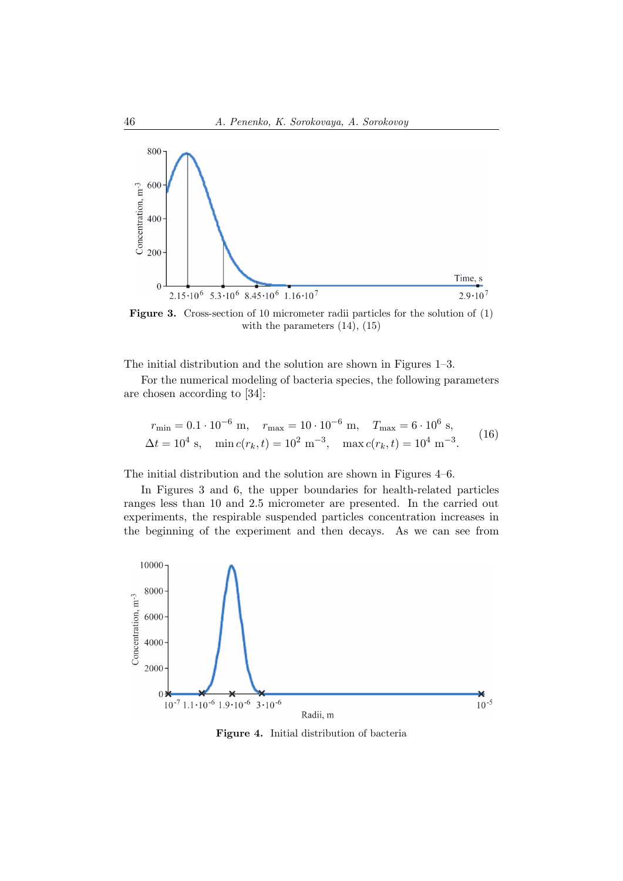**Figure 3.** Cross-section of 10 micrometer radii particles for the solution of (1) with the parameters (14), (15)

The initial distribution and the solution are shown in Figures 1–3.

For the numerical modeling of bacteria species, the following parameters are chosen according to [34]:

$$
\begin{aligned}
&r_{\min} = 0.1 \cdot 10^{-6} \text{ m}, \quad r_{\max} = 10 \cdot 10^{-6} \text{ m}, \quad T_{\max} = 6 \cdot 10^{6} \text{ s}, \\
&\Delta t = 10^{4} \text{ s}, \quad \min c(r_k, t) = 10^{2} \text{ m}^{-3}, \quad \max c(r_k, t) = 10^{4} \text{ m}^{-3}.
\end{aligned}
\tag{16}
$$

The initial distribution and the solution are shown in Figures 4–6.

In Figures 3 and 6, the upper boundaries for health-related particles ranges less than 10 and 2.5 micrometer are presented. In the carried out experiments, the respirable suspended particles concentration increases in the beginning of the experiment and then decays. As we can see from

**Figure 4.** Initial distribution of bacteria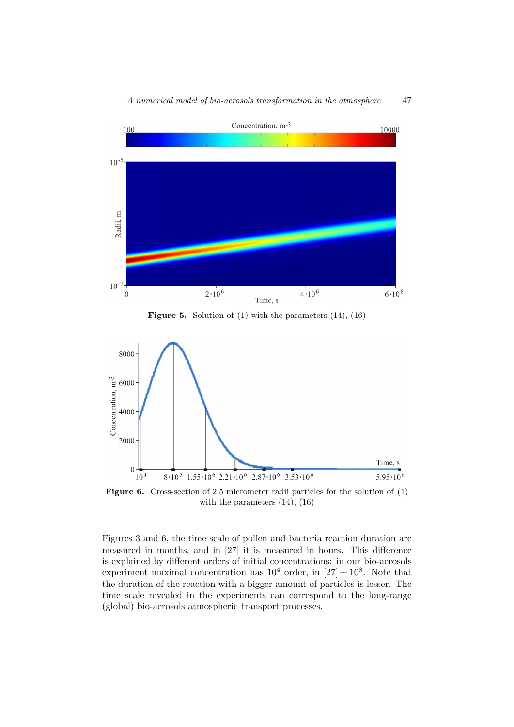**Figure 5.** Solution of (1) with the parameters (14), (16)

**Figure 6.** Cross-section of 2.5 micrometer radii particles for the solution of (1) with the parameters (14), (16)

Figures 3 and 6, the time scale of pollen and bacteria reaction duration are measured in months, and in [27] it is measured in hours. This difference is explained by different orders of initial concentrations: in our bio-aerosols experiment maximal concentration has $10^4$ order, in [27] — $10^8$. Note that the duration of the reaction with a bigger amount of particles is lesser. The time scale revealed in the experiments can correspond to the long-range (global) bio-aerosols atmospheric transport processes.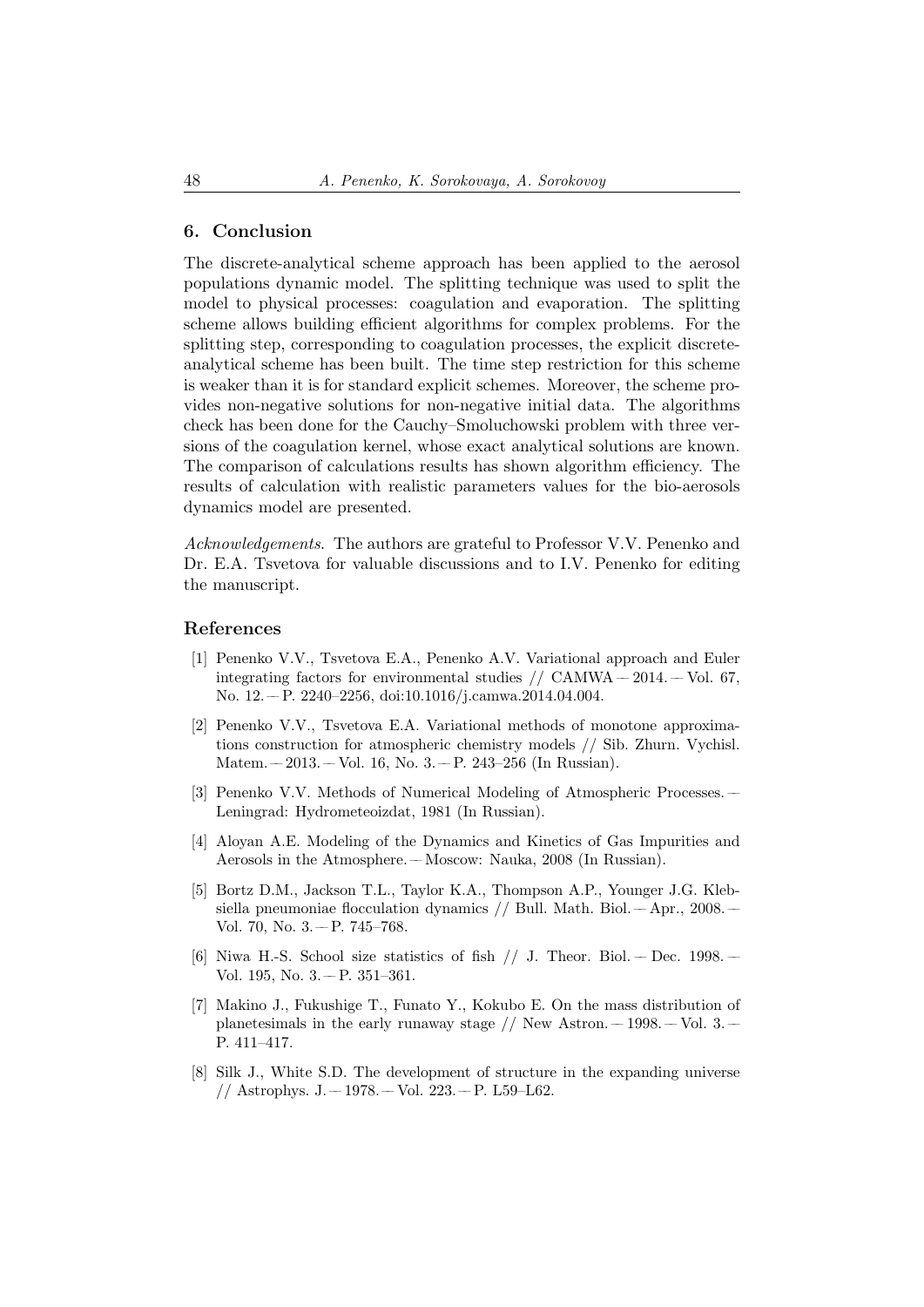## 6. Conclusion

The discrete-analytical scheme approach has been applied to the aerosol populations dynamic model. The splitting technique was used to split the model to physical processes: coagulation and evaporation. The splitting scheme allows building efficient algorithms for complex problems. For the splitting step, corresponding to coagulation processes, the explicit discrete-analytical scheme has been built. The time step restriction for this scheme is weaker than it is for standard explicit schemes. Moreover, the scheme provides non-negative solutions for non-negative initial data. The algorithms check has been done for the Cauchy–Smoluchowski problem with three versions of the coagulation kernel, whose exact analytical solutions are known. The comparison of calculations results has shown algorithm efficiency. The results of calculation with realistic parameters values for the bio-aerosols dynamics model are presented.

*Acknowledgements*. The authors are grateful to Professor V.V. Penenko and Dr. E.A. Tsvetova for valuable discussions and to I.V. Penenko for editing the manuscript.

## References

[1] Penenko V.V., Tsvetova E.A., Penenko A.V. Variational approach and Euler integrating factors for environmental studies // CAMWA – 2014. – Vol. 67, No. 12. – P. 2240–2256, doi:10.1016/j.camwa.2014.04.004.

[2] Penenko V.V., Tsvetova E.A. Variational methods of monotone approximations construction for atmospheric chemistry models // Sib. Zhurn. Vychisl. Matem. – 2013. – Vol. 16, No. 3. – P. 243–256 (In Russian).

[3] Penenko V.V. Methods of Numerical Modeling of Atmospheric Processes. – Leningrad: Hydrometeoizdat, 1981 (In Russian).

[4] Aloyan A.E. Modeling of the Dynamics and Kinetics of Gas Impurities and Aerosols in the Atmosphere. – Moscow: Nauka, 2008 (In Russian).

[5] Bortz D.M., Jackson T.L., Taylor K.A., Thompson A.P., Younger J.G. Klebsiella pneumoniae flocculation dynamics // Bull. Math. Biol. – Apr., 2008. – Vol. 70, No. 3. – P. 745–768.

[6] Niwa H.-S. School size statistics of fish // J. Theor. Biol. – Dec. 1998. – Vol. 195, No. 3. – P. 351–361.

[7] Makino J., Fukushige T., Funato Y., Kokubo E. On the mass distribution of planetesimals in the early runaway stage // New Astron. – 1998. – Vol. 3. – P. 411–417.

[8] Silk J., White S.D. The development of structure in the expanding universe // Astrophys. J. – 1978. – Vol. 223. – P. L59–L62.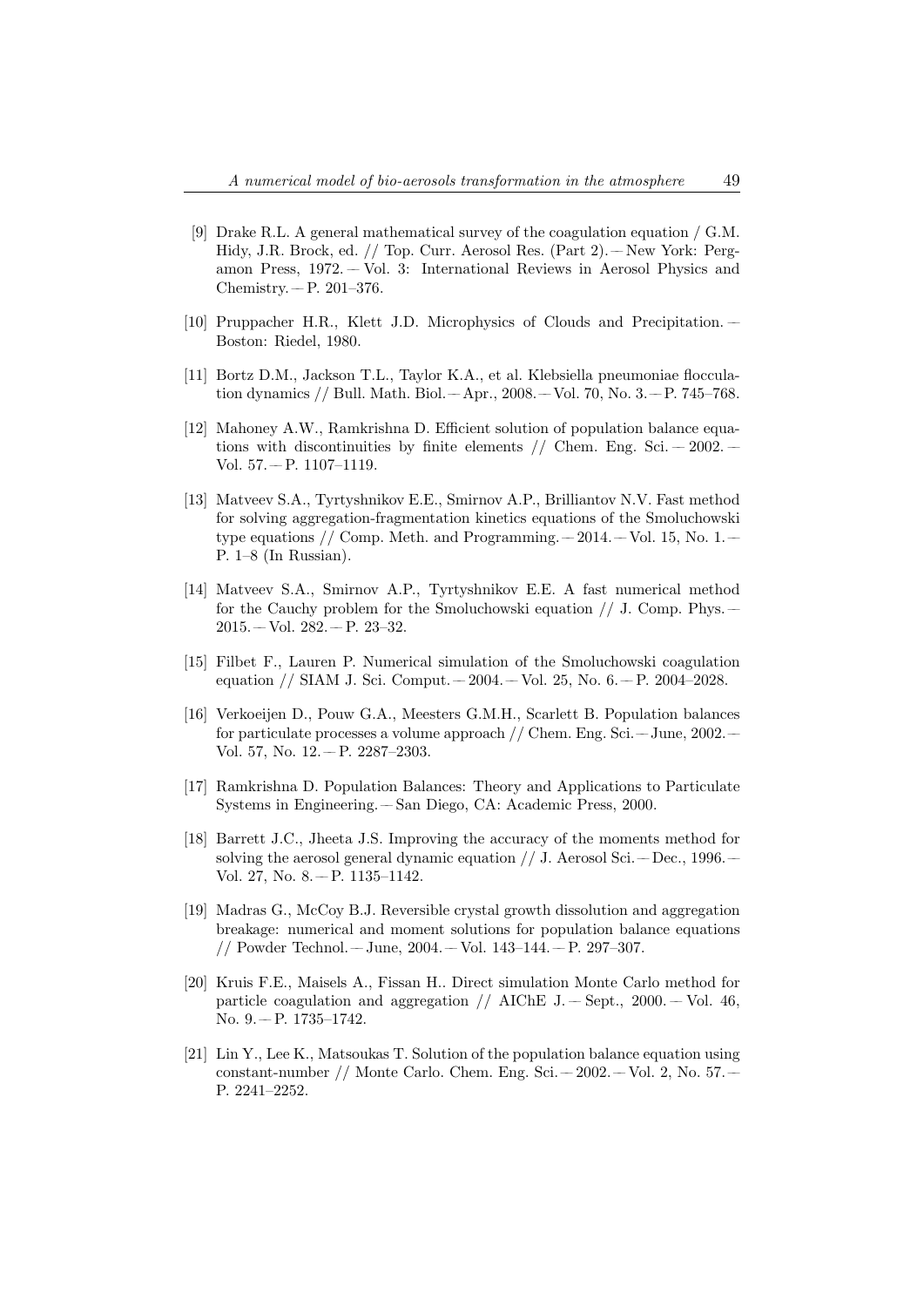[9] Drake R.L. A general mathematical survey of the coagulation equation / G.M. Hidy, J.R. Brock, ed. // Top. Curr. Aerosol Res. (Part 2). — New York: Pergamon Press, 1972. — Vol. 3: International Reviews in Aerosol Physics and Chemistry. — P. 201–376.

[10] Pruppacher H.R., Klett J.D. Microphysics of Clouds and Precipitation. — Boston: Riedel, 1980.

[11] Bortz D.M., Jackson T.L., Taylor K.A., et al. Klebsiella pneumoniae flocculation dynamics // Bull. Math. Biol. — Apr., 2008. — Vol. 70, No. 3. — P. 745–768.

[12] Mahoney A.W., Ramkrishna D. Efficient solution of population balance equations with discontinuities by finite elements // Chem. Eng. Sci. — 2002. — Vol. 57. — P. 1107–1119.

[13] Matveev S.A., Tyrtyshnikov E.E., Smirnov A.P., Brilliantov N.V. Fast method for solving aggregation-fragmentation kinetics equations of the Smoluchowski type equations // Comp. Meth. and Programming. — 2014. — Vol. 15, No. 1. — P. 1–8 (In Russian).

[14] Matveev S.A., Smirnov A.P., Tyrtyshnikov E.E. A fast numerical method for the Cauchy problem for the Smoluchowski equation // J. Comp. Phys. — 2015. — Vol. 282. — P. 23–32.

[15] Filbet F., Lauren P. Numerical simulation of the Smoluchowski coagulation equation // SIAM J. Sci. Comput. — 2004. — Vol. 25, No. 6. — P. 2004–2028.

[16] Verkoeijen D., Pouw G.A., Meesters G.M.H., Scarlett B. Population balances for particulate processes a volume approach // Chem. Eng. Sci. — June, 2002. — Vol. 57, No. 12. — P. 2287–2303.

[17] Ramkrishna D. Population Balances: Theory and Applications to Particulate Systems in Engineering. — San Diego, CA: Academic Press, 2000.

[18] Barrett J.C., Jheeta J.S. Improving the accuracy of the moments method for solving the aerosol general dynamic equation // J. Aerosol Sci. — Dec., 1996. — Vol. 27, No. 8. — P. 1135–1142.

[19] Madras G., McCoy B.J. Reversible crystal growth dissolution and aggregation breakage: numerical and moment solutions for population balance equations // Powder Technol. — June, 2004. — Vol. 143–144. — P. 297–307.

[20] Kruis F.E., Maisels A., Fissan H.. Direct simulation Monte Carlo method for particle coagulation and aggregation // AIChE J. — Sept., 2000. — Vol. 46, No. 9. — P. 1735–1742.

[21] Lin Y., Lee K., Matsoukas T. Solution of the population balance equation using constant-number // Monte Carlo. Chem. Eng. Sci. — 2002. — Vol. 2, No. 57. — P. 2241–2252.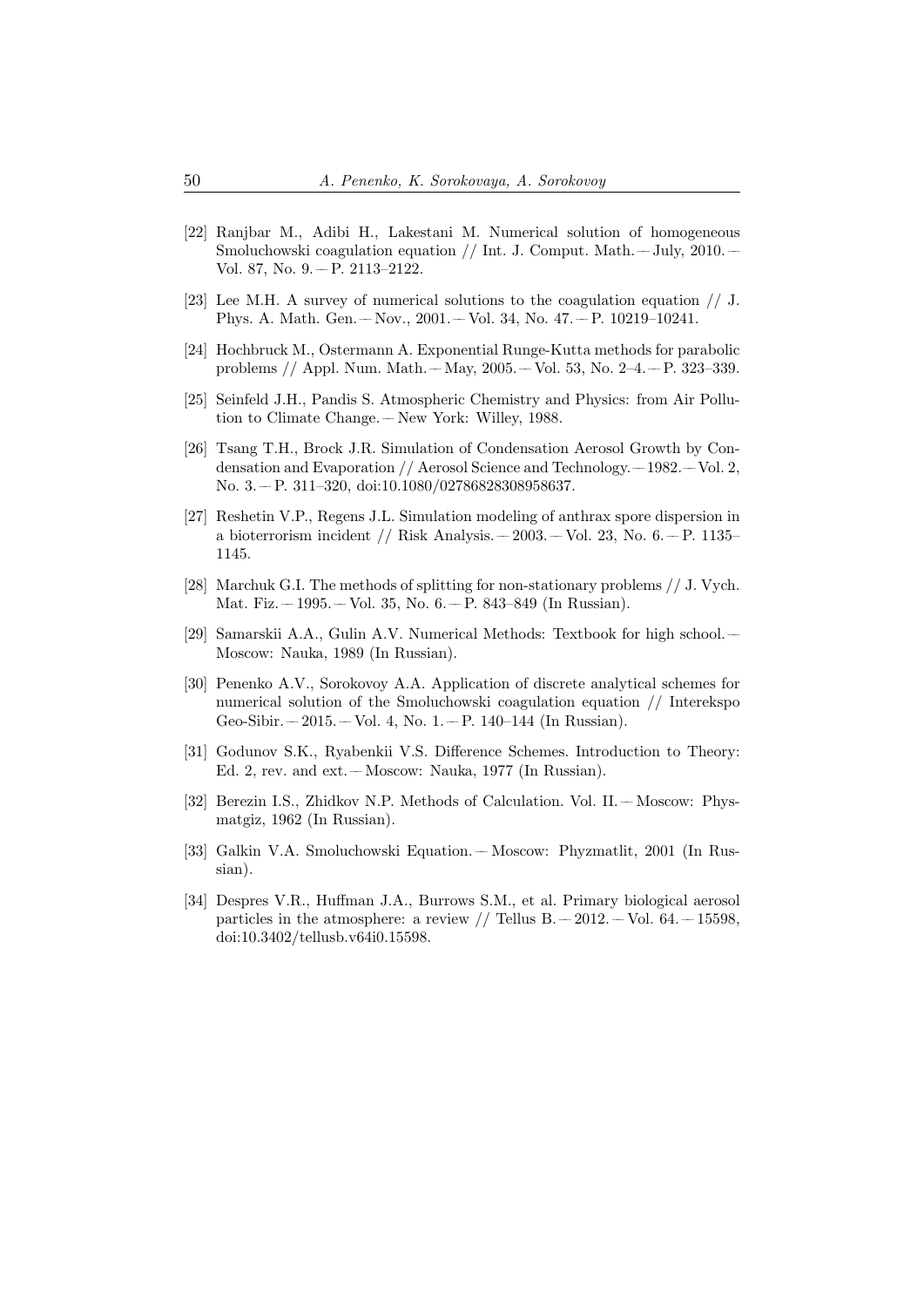[22] Ranjbar M., Adibi H., Lakestani M. Numerical solution of homogeneous Smoluchowski coagulation equation // Int. J. Comput. Math. — July, 2010. — Vol. 87, No. 9. — P. 2113–2122.

[23] Lee M.H. A survey of numerical solutions to the coagulation equation // J. Phys. A. Math. Gen. — Nov., 2001. — Vol. 34, No. 47. — P. 10219–10241.

[24] Hochbruck M., Ostermann A. Exponential Runge-Kutta methods for parabolic problems // Appl. Num. Math. — May, 2005. — Vol. 53, No. 2–4. — P. 323–339.

[25] Seinfeld J.H., Pandis S. Atmospheric Chemistry and Physics: from Air Pollution to Climate Change. — New York: Willey, 1988.

[26] Tsang T.H., Brock J.R. Simulation of Condensation Aerosol Growth by Condensation and Evaporation // Aerosol Science and Technology. — 1982. — Vol. 2, No. 3. — P. 311–320, doi:10.1080/02786828308958637.

[27] Reshetin V.P., Regens J.L. Simulation modeling of anthrax spore dispersion in a bioterrorism incident // Risk Analysis. — 2003. — Vol. 23, No. 6. — P. 1135–1145.

[28] Marchuk G.I. The methods of splitting for non-stationary problems // J. Vych. Mat. Fiz. — 1995. — Vol. 35, No. 6. — P. 843–849 (In Russian).

[29] Samarskii A.A., Gulin A.V. Numerical Methods: Textbook for high school. — Moscow: Nauka, 1989 (In Russian).

[30] Penenko A.V., Sorokovoy A.A. Application of discrete analytical schemes for numerical solution of the Smoluchowski coagulation equation // Interekspo Geo-Sibir. — 2015. — Vol. 4, No. 1. — P. 140–144 (In Russian).

[31] Godunov S.K., Ryabenkii V.S. Difference Schemes. Introduction to Theory: Ed. 2, rev. and ext. — Moscow: Nauka, 1977 (In Russian).

[32] Berezin I.S., Zhidkov N.P. Methods of Calculation. Vol. II. — Moscow: Physmatgiz, 1962 (In Russian).

[33] Galkin V.A. Smoluchowski Equation. — Moscow: Phyzmatlit, 2001 (In Russian).

[34] Despres V.R., Huffman J.A., Burrows S.M., et al. Primary biological aerosol particles in the atmosphere: a review // Tellus B. — 2012. — Vol. 64. — 15598, doi:10.3402/tellusb.v64i0.15598.